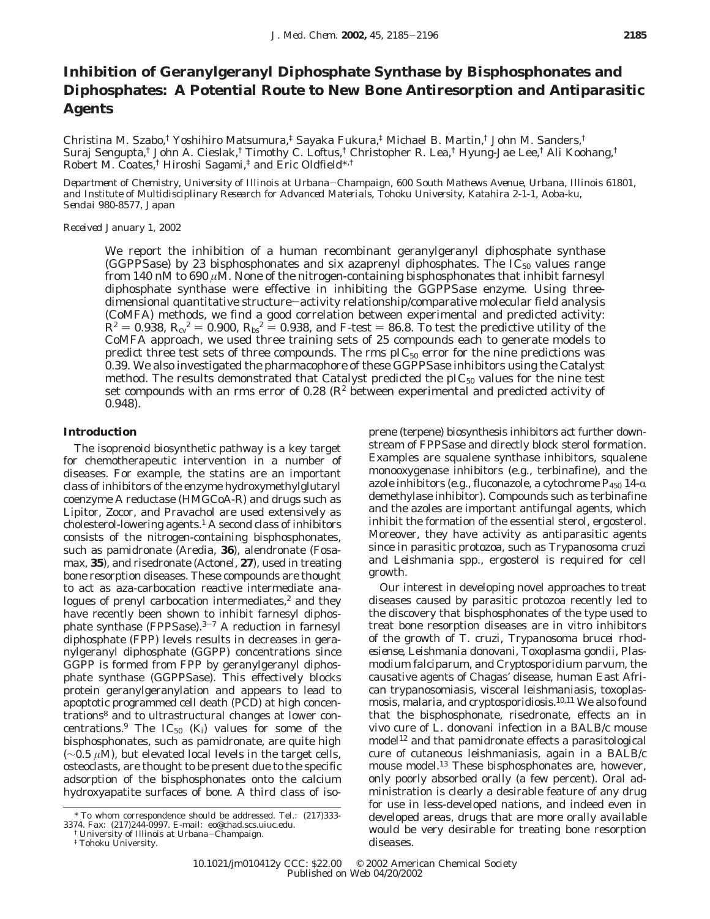# Inhibition of Geranylgeranyl Diphosphate Synthase by Bisphosphonates and Diphosphates: A Potential Route to New Bone Antiresorption and Antiparasitic Agents

Christina M. Szabo,[†] Yoshihiro Matsumura,[‡] Sayaka Fukura,[‡] Michael B. Martin,[†] John M. Sanders,[†] Suraj Sengupta,[†] John A. Cieslak,[†] Timothy C. Loftus,[†] Christopher R. Lea,[†] Hyung-Jae Lee,[†] Ali Koohang,[†] Robert M. Coates,[†] Hiroshi Sagami,[‡] and Eric Oldfield*,[†]

*Department of Chemistry, University of Illinois at Urbana–Champaign, 600 South Mathews Avenue, Urbana, Illinois 61801, and Institute of Multidisciplinary Research for Advanced Materials, Tohoku University, Katahira 2-1-1, Aoba-ku, Sendai 980-8577, Japan*

*Received January 1, 2002*

We report the inhibition of a human recombinant geranylgeranyl diphosphate synthase (GGPPSase) by 23 bisphosphonates and six azaprenyl diphosphates. The $IC_{50}$ values range from 140 nM to 690 μM. None of the nitrogen-containing bisphosphonates that inhibit farnesyl diphosphate synthase were effective in inhibiting the GGPPSase enzyme. Using three-dimensional quantitative structure–activity relationship/comparative molecular field analysis (CoMFA) methods, we find a good correlation between experimental and predicted activity: $R^2 = 0.938$, $R_{cv}^2 = 0.900$, $R_{bs}^2 = 0.938$, and F-test = 86.8. To test the predictive utility of the CoMFA approach, we used three training sets of 25 compounds each to generate models to predict three test sets of three compounds. The rms $pIC_{50}$ error for the nine predictions was 0.39. We also investigated the pharmacophore of these GGPPSase inhibitors using the Catalyst method. The results demonstrated that Catalyst predicted the $pIC_{50}$ values for the nine test set compounds with an rms error of 0.28 ($R^2$ between experimental and predicted activity of 0.948).

## Introduction

The isoprenoid biosynthetic pathway is a key target for chemotherapeutic intervention in a number of diseases. For example, the statins are an important class of inhibitors of the enzyme hydroxymethylglutaryl coenzyme A reductase (HMGCoA-R) and drugs such as Lipitor, Zocor, and Pravachol are used extensively as cholesterol-lowering agents.[1] A second class of inhibitors consists of the nitrogen-containing bisphosphonates, such as pamidronate (Aredia, **36**), alendronate (Fosamax, **35**), and risedronate (Actonel, **27**), used in treating bone resorption diseases. These compounds are thought to act as aza-carbocation reactive intermediate analogues of prenyl carbocation intermediates,[2] and they have recently been shown to inhibit farnesyl diphosphate synthase (FPPSase).[3–7] A reduction in farnesyl diphosphate (FPP) levels results in decreases in geranylgeranyl diphosphate (GGPP) concentrations since GGPP is formed from FPP by geranylgeranyl diphosphate synthase (GGPPSase). This effectively blocks protein geranylgeranylation and appears to lead to apoptotic programmed cell death (PCD) at high concentrations[8] and to ultrastructural changes at lower concentrations.[9] The $IC_{50}$ ($K_i$) values for some of the bisphosphonates, such as pamidronate, are quite high (~0.5 μM), but elevated local levels in the target cells, osteoclasts, are thought to be present due to the specific adsorption of the bisphosphonates onto the calcium hydroxyapatite surfaces of bone. A third class of isoprene (terpene) biosynthesis inhibitors act further downstream of FPPSase and directly block sterol formation. Examples are squalene synthase inhibitors, squalene monooxygenase inhibitors (e.g., terbinafine), and the azole inhibitors (e.g., fluconazole, a cytochrome $P_{450}$ 14-α demethylase inhibitor). Compounds such as terbinafine and the azoles are important antifungal agents, which inhibit the formation of the essential sterol, ergosterol. Moreover, they have activity as antiparasitic agents since in parasitic protozoa, such as *Trypanosoma cruzi* and *Leishmania* spp., ergosterol is required for cell growth.

Our interest in developing novel approaches to treat diseases caused by parasitic protozoa recently led to the discovery that bisphosphonates of the type used to treat bone resorption diseases are in vitro inhibitors of the growth of *T. cruzi*, *Trypanosoma brucei rhodesiense*, *Leishmania donovani*, *Toxoplasma gondii*, *Plasmodium falciparum*, and *Cryptosporidium parvum*, the causative agents of Chagas' disease, human East African trypanosomiasis, visceral leishmaniasis, toxoplasmosis, malaria, and cryptosporidiosis.[10,11] We also found that the bisphosphonate, risedronate, effects an in vivo cure of *L. donovani* infection in a BALB/c mouse model[12] and that pamidronate effects a parasitological cure of cutaneous leishmaniasis, again in a BALB/c mouse model.[13] These bisphosphonates are, however, only poorly absorbed orally (a few percent). Oral administration is clearly a desirable feature of any drug for use in less-developed nations, and indeed even in developed areas, drugs that are more orally available would be very desirable for treating bone resorption diseases.

\* To whom correspondence should be addressed. Tel.: (217)333-3374. Fax: (217)244-0997. E-mail: eo@chad.scs.uiuc.edu.
† University of Illinois at Urbana–Champaign.
‡ Tohoku University.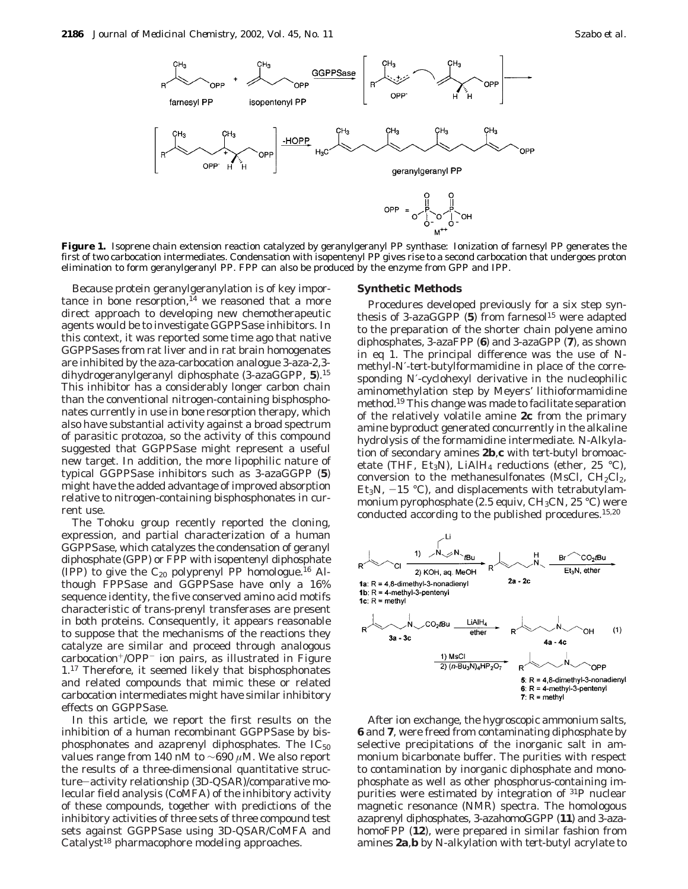**Figure 1.** Isoprene chain extension reaction catalyzed by geranylgeranyl PP synthase: Ionization of farnesyl PP generates the first of two carbocation intermediates. Condensation with isopentenyl PP gives rise to a second carbocation that undergoes proton elimination to form geranylgeranyl PP. FPP can also be produced by the enzyme from GPP and IPP.

Because protein geranylgeranylation is of key importance in bone resorption,[14] we reasoned that a more direct approach to developing new chemotherapeutic agents would be to investigate GGPPSase inhibitors. In this context, it was reported some time ago that native GGPPSases from rat liver and in rat brain homogenates are inhibited by the aza-carbocation analogue 3-aza-2,3-dihydrogeranylgeranyl diphosphate (3-azaGGPP, **5**).[15] This inhibitor has a considerably longer carbon chain than the conventional nitrogen-containing bisphosphonates currently in use in bone resorption therapy, which also have substantial activity against a broad spectrum of parasitic protozoa, so the activity of this compound suggested that GGPPSase might represent a useful new target. In addition, the more lipophilic nature of typical GGPPSase inhibitors such as 3-azaGGPP (**5**) might have the added advantage of improved absorption relative to nitrogen-containing bisphosphonates in current use.

The Tohoku group recently reported the cloning, expression, and partial characterization of a human GGPPSase, which catalyzes the condensation of geranyl diphosphate (GPP) or FPP with isopentenyl diphosphate (IPP) to give the $C_{20}$ polyprenyl PP homologue.[16] Although FPPSase and GGPPSase have only a 16% sequence identity, the five conserved amino acid motifs characteristic of trans-prenyl transferases are present in both proteins. Consequently, it appears reasonable to suppose that the mechanisms of the reactions they catalyze are similar and proceed through analogous carbocation$^{+}$/OPP$^{-}$ ion pairs, as illustrated in Figure 1.[17] Therefore, it seemed likely that bisphosphonates and related compounds that mimic these or related carbocation intermediates might have similar inhibitory effects on GGPPSase.

In this article, we report the first results on the inhibition of a human recombinant GGPPSase by bisphosphonates and azaprenyl diphosphates. The $IC_{50}$ values range from 140 nM to ~690 $\mu$M. We also report the results of a three-dimensional quantitative structure–activity relationship (3D-QSAR)/comparative molecular field analysis (CoMFA) of the inhibitory activity of these compounds, together with predictions of the inhibitory activities of three sets of three compound test sets against GGPPSase using 3D-QSAR/CoMFA and Catalyst[18] pharmacophore modeling approaches.

## Synthetic Methods

Procedures developed previously for a six step synthesis of 3-azaGGPP (**5**) from farnesol[15] were adapted to the preparation of the shorter chain polyene amino diphosphates, 3-azaFPP (**6**) and 3-azaGPP (**7**), as shown in eq 1. The principal difference was the use of *N*-methyl-*N*′-*tert*-butylformamidine in place of the corresponding *N*′-cyclohexyl derivative in the nucleophilic aminomethylation step by Meyers' lithioformamidine method.[19] This change was made to facilitate separation of the relatively volatile amine **2c** from the primary amine byproduct generated concurrently in the alkaline hydrolysis of the formamidine intermediate. N-Alkylation of secondary amines **2b**,**c** with *tert*-butyl bromoacetate (THF, $Et_3N$), $LiAlH_4$ reductions (ether, 25 °C), conversion to the methanesulfonates (MsCl, $CH_2Cl_2$, $Et_3N$, −15 °C), and displacements with tetrabutylammonium pyrophosphate (2.5 equiv, $CH_3CN$, 25 °C) were conducted according to the published procedures.[15,20]

(1)

**1a**: R = 4,8-dimethyl-3-nonadienyl
**1b**: R = 4-methyl-3-pentenyl
**1c**: R = methyl

**5**: R = 4,8-dimethyl-3-nonadienyl
**6**: R = 4-methyl-3-pentenyl
**7**: R = methyl

After ion exchange, the hygroscopic ammonium salts, **6** and **7**, were freed from contaminating diphosphate by selective precipitations of the inorganic salt in ammonium bicarbonate buffer. The purities with respect to contamination by inorganic diphosphate and monophosphate as well as other phosphorus-containing impurities were estimated by integration of $^{31}P$ nuclear magnetic resonance (NMR) spectra. The homologous azaprenyl diphosphates, 3-azahomoGGPP (**11**) and 3-azahomoFPP (**12**), were prepared in similar fashion from amines **2a**,**b** by N-alkylation with *tert*-butyl acrylate to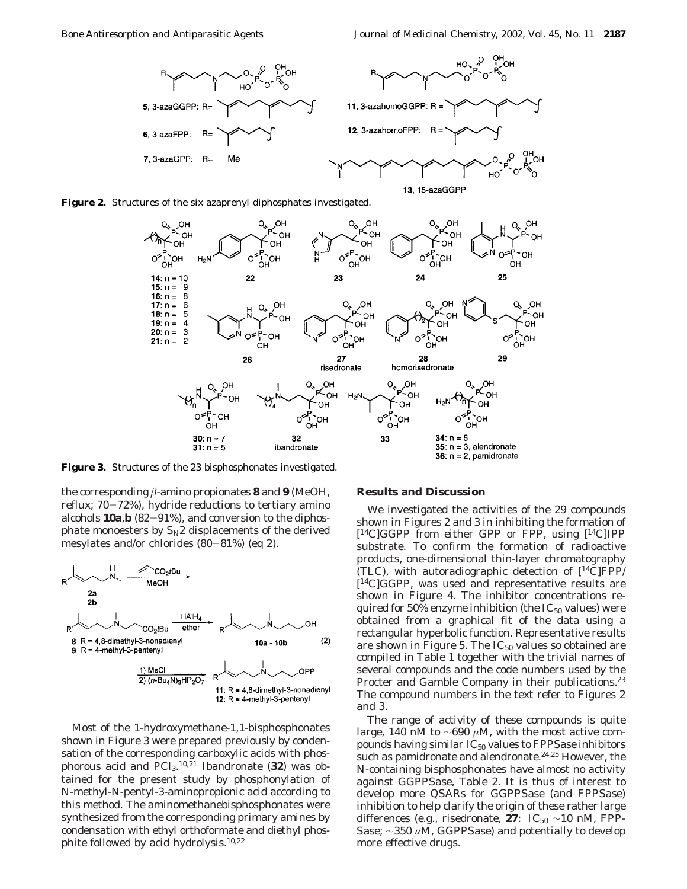**Figure 2.** Structures of the six azaprenyl diphosphates investigated.

**Figure 3.** Structures of the 23 bisphosphonates investigated.

the corresponding β-amino propionates **8** and **9** (MeOH, reflux; 70–72%), hydride reductions to tertiary amino alcohols **10a**,**b** (82–91%), and conversion to the diphosphate monoesters by $S_N2$ displacements of the derived mesylates and/or chlorides (80–81%) (eq 2).

(2)

Most of the 1-hydroxymethane-1,1-bisphosphonates shown in Figure 3 were prepared previously by condensation of the corresponding carboxylic acids with phosphorous acid and $PCl_3$.[10,21] Ibandronate (**32**) was obtained for the present study by phosphonylation of N-methyl-N-pentyl-3-aminopropionic acid according to this method. The aminomethanebisphosphonates were synthesized from the corresponding primary amines by condensation with ethyl orthoformate and diethyl phosphite followed by acid hydrolysis.[10,22]

## Results and Discussion

We investigated the activities of the 29 compounds shown in Figures 2 and 3 in inhibiting the formation of [$^{14}$C]GGPP from either GPP or FPP, using [$^{14}$C]IPP substrate. To confirm the formation of radioactive products, one-dimensional thin-layer chromatography (TLC), with autoradiographic detection of [$^{14}$C]FPP/[$^{14}$C]GGPP, was used and representative results are shown in Figure 4. The inhibitor concentrations required for 50% enzyme inhibition (the $IC_{50}$ values) were obtained from a graphical fit of the data using a rectangular hyperbolic function. Representative results are shown in Figure 5. The $IC_{50}$ values so obtained are compiled in Table 1 together with the trivial names of several compounds and the code numbers used by the Procter and Gamble Company in their publications.[23] The compound numbers in the text refer to Figures 2 and 3.

The range of activity of these compounds is quite large, 140 nM to ~690 μM, with the most active compounds having similar $IC_{50}$ values to FPPSase inhibitors such as pamidronate and alendronate.[24,25] However, the N-containing bisphosphonates have almost no activity against GGPPSase, Table 2. It is thus of interest to develop more QSARs for GGPPSase (and FPPSase) inhibition to help clarify the origin of these rather large differences (e.g., risedronate, **27**: $IC_{50}$ ~10 nM, FPPSase; ~350 μM, GGPPSase) and potentially to develop more effective drugs.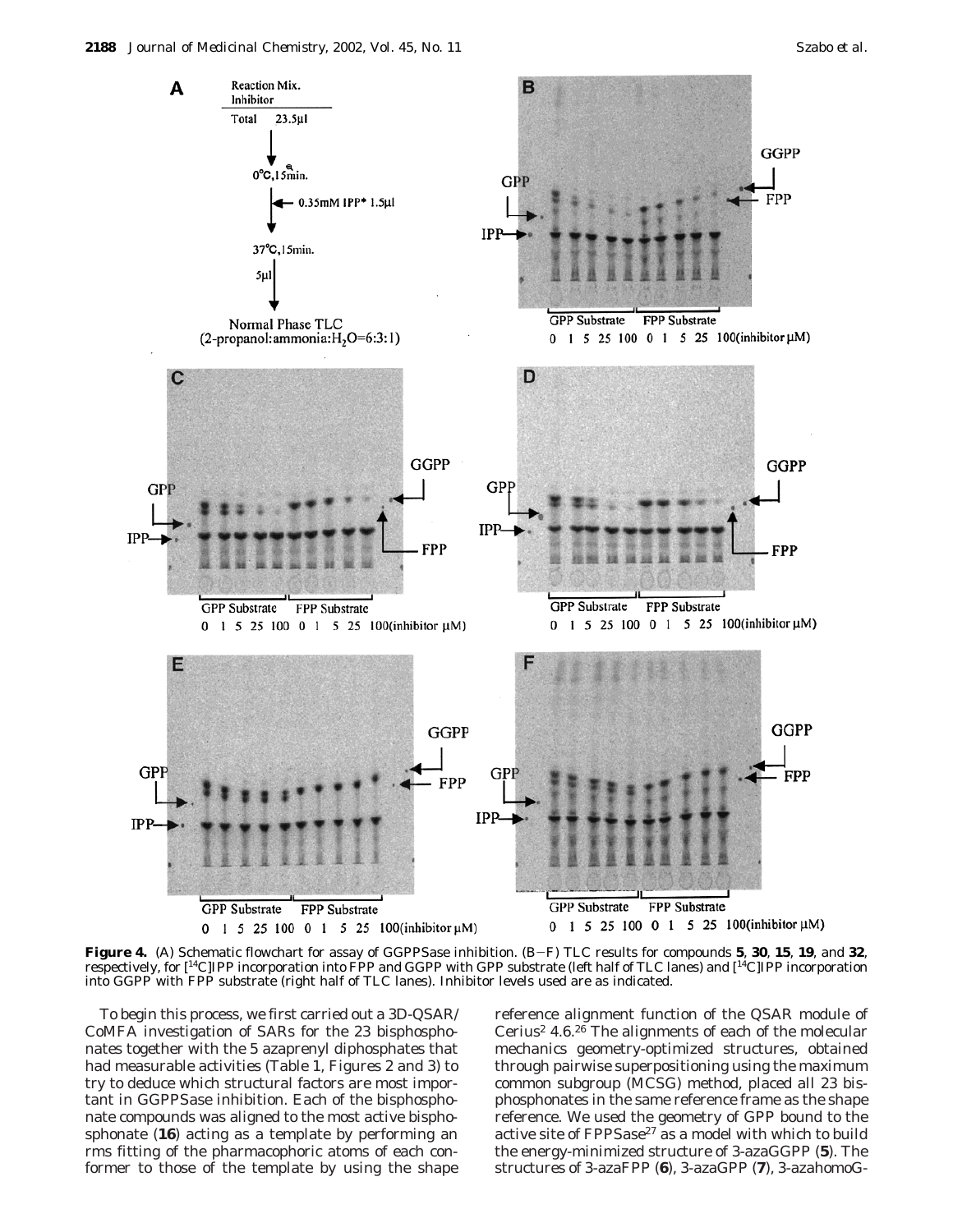**Figure 4.** (A) Schematic flowchart for assay of GGPPSase inhibition. (B–F) TLC results for compounds **5**, **30**, **15**, **19**, and **32**, respectively, for [$^{14}$C]IPP incorporation into FPP and GGPP with GPP substrate (left half of TLC lanes) and [$^{14}$C]IPP incorporation into GGPP with FPP substrate (right half of TLC lanes). Inhibitor levels used are as indicated.

To begin this process, we first carried out a 3D-QSAR/CoMFA investigation of SARs for the 23 bisphosphonates together with the 5 azaprenyl diphosphates that had measurable activities (Table 1, Figures 2 and 3) to try to deduce which structural factors are most important in GGPPSase inhibition. Each of the bisphosphonate compounds was aligned to the most active bisphosphonate (**16**) acting as a template by performing an rms fitting of the pharmacophoric atoms of each conformer to those of the template by using the shape reference alignment function of the QSAR module of Cerius$^2$ 4.6.[26] The alignments of each of the molecular mechanics geometry-optimized structures, obtained through pairwise superpositioning using the maximum common subgroup (MCSG) method, placed all 23 bisphosphonates in the same reference frame as the shape reference. We used the geometry of GPP bound to the active site of FPPSase[27] as a model with which to build the energy-minimized structure of 3-azaGGPP (**5**). The structures of 3-azaFPP (**6**), 3-azaGPP (**7**), 3-azahomoG-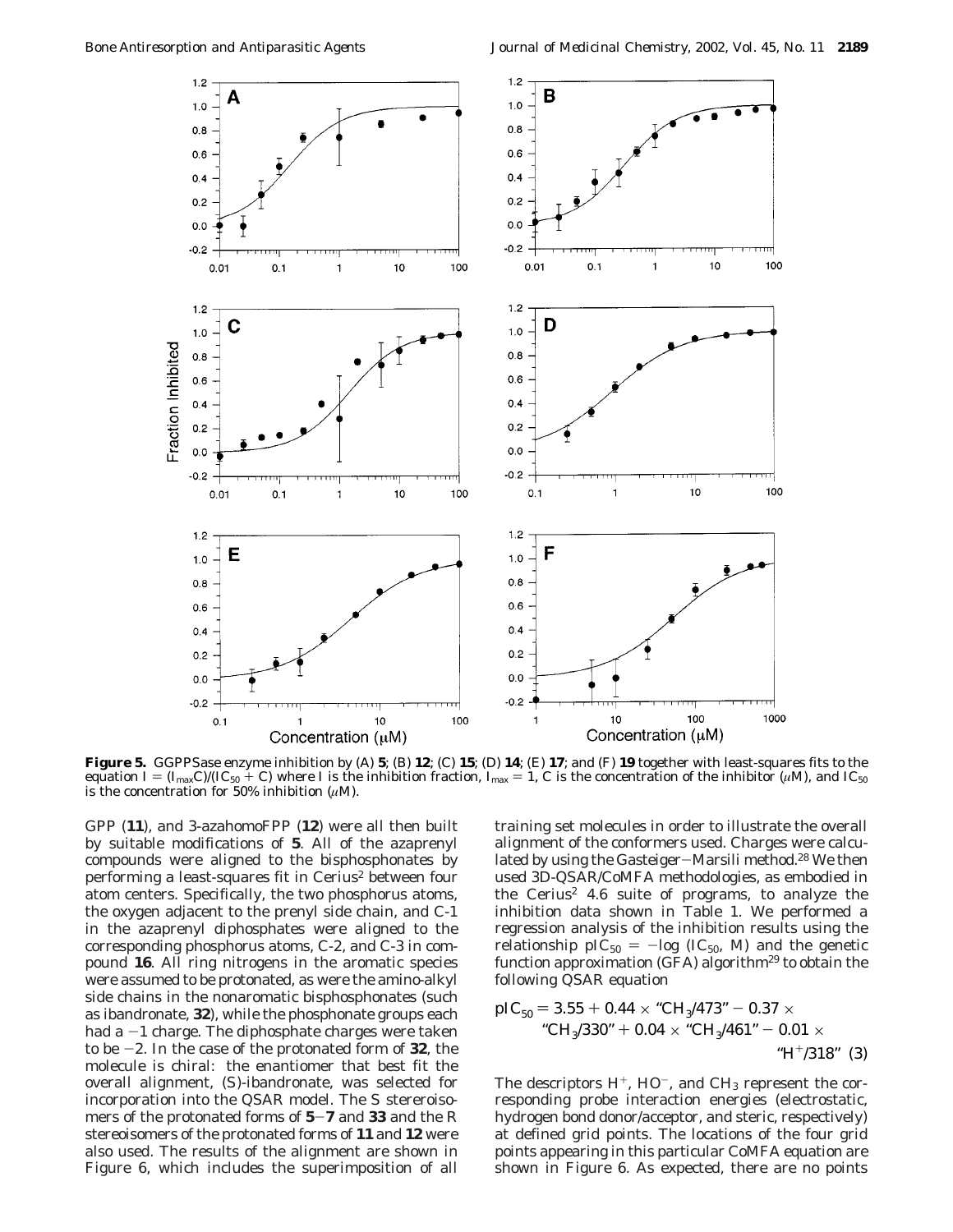**Figure 5.** GGPPSase enzyme inhibition by (A) **5**; (B) **12**; (C) **15**; (D) **14**; (E) **17**; and (F) **19** together with least-squares fits to the equation $I = (I_{max}C)/(IC_{50} + C)$ where $I$ is the inhibition fraction, $I_{max} = 1$, $C$ is the concentration of the inhibitor ($\mu$M), and $IC_{50}$ is the concentration for 50% inhibition ($\mu$M).

GPP (**11**), and 3-azahomoFPP (**12**) were all then built by suitable modifications of **5**. All of the azaprenyl compounds were aligned to the bisphosphonates by performing a least-squares fit in Cerius[2] between four atom centers. Specifically, the two phosphorus atoms, the oxygen adjacent to the prenyl side chain, and C-1 in the azaprenyl diphosphates were aligned to the corresponding phosphorus atoms, C-2, and C-3 in compound **16**. All ring nitrogens in the aromatic species were assumed to be protonated, as were the amino-alkyl side chains in the nonaromatic bisphosphonates (such as ibandronate, **32**), while the phosphonate groups each had a −1 charge. The diphosphate charges were taken to be −2. In the case of the protonated form of **32**, the molecule is chiral: the enantiomer that best fit the overall alignment, (*S*)-ibandronate, was selected for incorporation into the QSAR model. The *S* stereoisomers of the protonated forms of **5**−**7** and **33** and the *R* stereoisomers of the protonated forms of **11** and **12** were also used. The results of the alignment are shown in Figure 6, which includes the superimposition of all training set molecules in order to illustrate the overall alignment of the conformers used. Charges were calculated by using the Gasteiger−Marsili method.[28] We then used 3D-QSAR/CoMFA methodologies, as embodied in the Cerius[2] 4.6 suite of programs, to analyze the inhibition data shown in Table 1. We performed a regression analysis of the inhibition results using the relationship $pIC_{50} = -\log(IC_{50}, M)$ and the genetic function approximation (GFA) algorithm[29] to obtain the following QSAR equation

$$pIC_{50} = 3.55 + 0.44 \times \text{“}CH_3/473\text{”} - 0.37 \times \text{“}CH_3/330\text{”} + 0.04 \times \text{“}CH_3/461\text{”} - 0.01 \times \text{“}H^+/318\text{”} \quad (3)$$

The descriptors $H^+$, $HO^-$, and $CH_3$ represent the corresponding probe interaction energies (electrostatic, hydrogen bond donor/acceptor, and steric, respectively) at defined grid points. The locations of the four grid points appearing in this particular CoMFA equation are shown in Figure 6. As expected, there are no points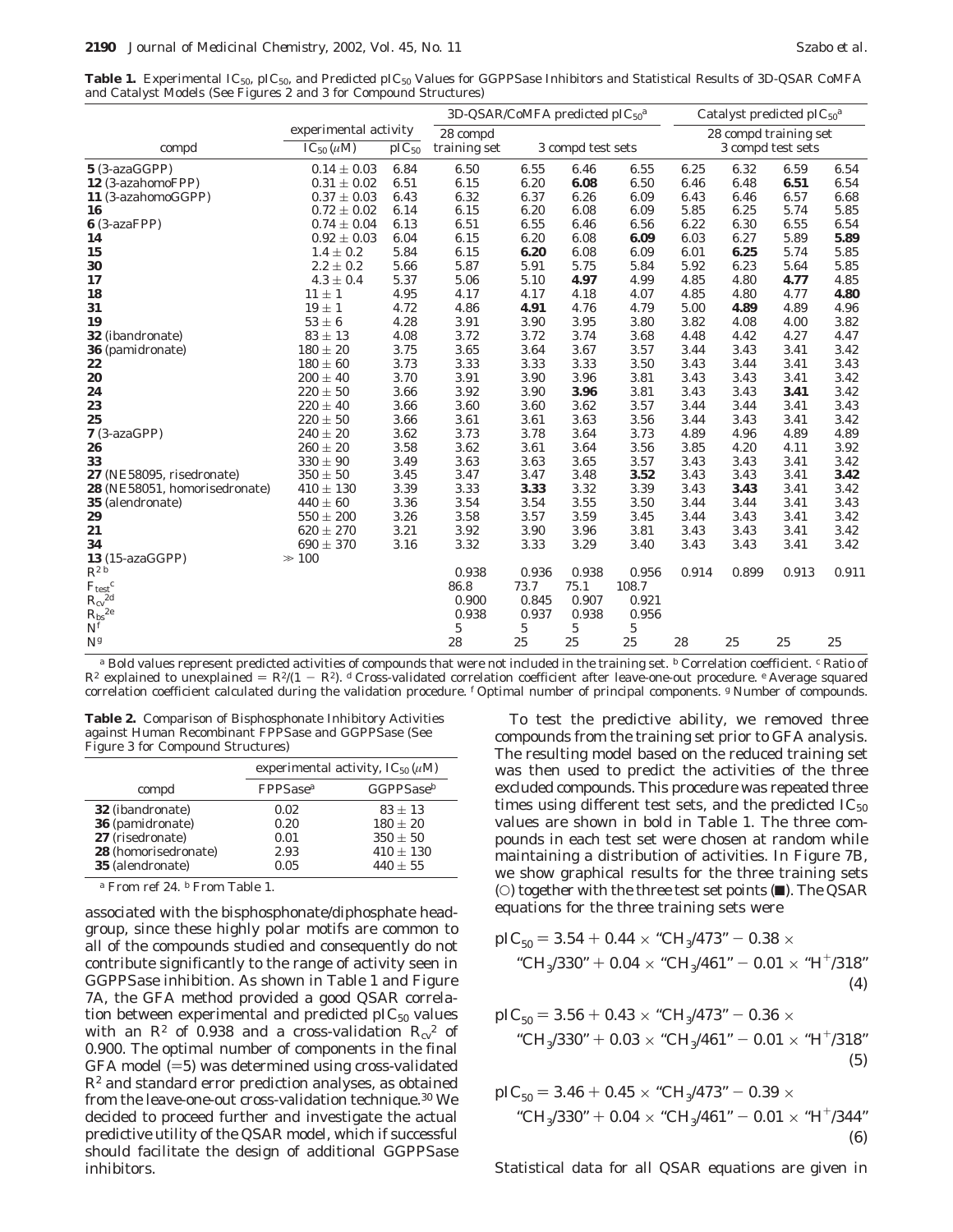**Table 1.** Experimental $IC_{50}$, $pIC_{50}$, and Predicted $pIC_{50}$ Values for GGPPSase Inhibitors and Statistical Results of 3D-QSAR CoMFA and Catalyst Models (See Figures 2 and 3 for Compound Structures)

| compd | experimental activity | | 3D-QSAR/CoMFA predicted $pIC_{50}$[a] | | | | Catalyst predicted $pIC_{50}$[a] | | | |
|---|---|---|---|---|---|---|---|---|---|---|
| | $IC_{50}$ ($\mu$M) | $pIC_{50}$ | 28 compd training set | 3 compd test sets | | | 28 compd training set | 3 compd test sets | | |
| **5** (3-azaGGPP) | 0.14 ± 0.03 | 6.84 | 6.50 | 6.55 | 6.46 | 6.55 | 6.25 | 6.32 | 6.59 | 6.54 |
| **12** (3-azahomoFPP) | 0.31 ± 0.02 | 6.51 | 6.15 | 6.20 | **6.08** | 6.50 | 6.46 | 6.48 | **6.51** | 6.54 |
| **11** (3-azahomoGGPP) | 0.37 ± 0.03 | 6.43 | 6.32 | 6.37 | 6.26 | 6.09 | 6.43 | 6.46 | 6.57 | 6.68 |
| **16** | 0.72 ± 0.02 | 6.14 | 6.15 | 6.20 | 6.08 | 6.09 | 5.85 | 6.25 | 5.74 | 5.85 |
| **6** (3-azaFPP) | 0.74 ± 0.04 | 6.13 | 6.51 | 6.55 | 6.46 | 6.56 | 6.22 | 6.30 | 6.55 | 6.54 |
| **14** | 0.92 ± 0.03 | 6.04 | 6.15 | 6.20 | 6.08 | **6.09** | 6.03 | 6.27 | 5.89 | **5.89** |
| **15** | 1.4 ± 0.2 | 5.84 | 6.15 | **6.20** | 6.08 | 6.09 | 6.01 | **6.25** | 5.74 | 5.85 |
| **30** | 2.2 ± 0.2 | 5.66 | 5.87 | 5.91 | 5.75 | 5.84 | 5.92 | 6.23 | 5.64 | 5.85 |
| **17** | 4.3 ± 0.4 | 5.37 | 5.06 | 5.10 | **4.97** | 4.99 | 4.85 | 4.80 | **4.77** | 4.85 |
| **18** | 11 ± 1 | 4.95 | 4.17 | 4.17 | 4.18 | 4.07 | 4.85 | 4.80 | 4.77 | **4.80** |
| **31** | 19 ± 1 | 4.72 | 4.86 | **4.91** | 4.76 | 4.79 | 5.00 | **4.89** | 4.89 | 4.96 |
| **19** | 53 ± 6 | 4.28 | 3.91 | 3.90 | 3.95 | 3.80 | 3.82 | 4.08 | 4.00 | 3.82 |
| **32** (ibandronate) | 83 ± 13 | 4.08 | 3.72 | 3.72 | 3.74 | 3.68 | 4.48 | 4.42 | 4.27 | 4.47 |
| **36** (pamidronate) | 180 ± 20 | 3.75 | 3.65 | 3.64 | 3.67 | 3.57 | 3.44 | 3.43 | 3.41 | 3.42 |
| **22** | 180 ± 60 | 3.73 | 3.33 | 3.33 | 3.33 | 3.50 | 3.43 | 3.44 | 3.41 | 3.43 |
| **20** | 200 ± 40 | 3.70 | 3.91 | 3.90 | 3.96 | 3.81 | 3.43 | 3.43 | 3.41 | 3.42 |
| **24** | 220 ± 50 | 3.66 | 3.92 | 3.90 | **3.96** | 3.81 | 3.43 | 3.43 | **3.41** | 3.42 |
| **23** | 220 ± 40 | 3.66 | 3.60 | 3.60 | 3.62 | 3.57 | 3.44 | 3.44 | 3.41 | 3.43 |
| **25** | 220 ± 50 | 3.66 | 3.61 | 3.61 | 3.63 | 3.56 | 3.44 | 3.43 | 3.41 | 3.42 |
| **7** (3-azaGPP) | 240 ± 20 | 3.62 | 3.73 | 3.78 | 3.64 | 3.73 | 4.89 | 4.96 | 4.89 | 4.89 |
| **26** | 260 ± 20 | 3.58 | 3.62 | 3.61 | 3.64 | 3.56 | 3.85 | 4.20 | 4.11 | 3.92 |
| **33** | 330 ± 90 | 3.49 | 3.63 | 3.63 | 3.65 | 3.57 | 3.43 | 3.43 | 3.41 | 3.42 |
| **27** (NE58095, risedronate) | 350 ± 50 | 3.45 | 3.47 | 3.47 | 3.48 | **3.52** | 3.43 | 3.43 | 3.41 | **3.42** |
| **28** (NE58051, homorisedronate) | 410 ± 130 | 3.39 | 3.33 | **3.33** | 3.32 | 3.39 | 3.43 | **3.43** | 3.41 | 3.42 |
| **35** (alendronate) | 440 ± 60 | 3.36 | 3.54 | 3.54 | 3.55 | 3.50 | 3.44 | 3.44 | 3.41 | 3.43 |
| **29** | 550 ± 200 | 3.26 | 3.58 | 3.57 | 3.59 | 3.45 | 3.44 | 3.43 | 3.41 | 3.42 |
| **21** | 620 ± 270 | 3.21 | 3.92 | 3.90 | 3.96 | 3.81 | 3.43 | 3.43 | 3.41 | 3.42 |
| **34** | 690 ± 370 | 3.16 | 3.32 | 3.33 | 3.29 | 3.40 | 3.43 | 3.43 | 3.41 | 3.42 |
| **13** (15-azaGGPP) | ≫ 100 | | | | | | | | | |
| $R^2$[b] | | | 0.938 | 0.936 | 0.938 | 0.956 | 0.914 | 0.899 | 0.913 | 0.911 |
| $F_{test}$[c] | | | 86.8 | 73.7 | 75.1 | 108.7 | | | | |
| $R_{cv}^2$[d] | | | 0.900 | 0.845 | 0.907 | 0.921 | | | | |
| $R_{bs}^2$[e] | | | 0.938 | 0.937 | 0.938 | 0.956 | | | | |
| N[f] | | | 5 | 5 | 5 | 5 | | | | |
| N[g] | | | 28 | 25 | 25 | 25 | 28 | 25 | 25 | 25 |

[a] Bold values represent predicted activities of compounds that were not included in the training set. [b] Correlation coefficient. [c] Ratio of $R^2$ explained to unexplained = $R^2/(1 - R^2)$. [d] Cross-validated correlation coefficient after leave-one-out procedure. [e] Average squared correlation coefficient calculated during the validation procedure. [f] Optimal number of principal components. [g] Number of compounds.

**Table 2.** Comparison of Bisphosphonate Inhibitory Activities against Human Recombinant FPPSase and GGPPSase (See Figure 3 for Compound Structures)

| compd | experimental activity, $IC_{50}$ ($\mu$M) | |
|---|---|---|
| | FPPSase[a] | GGPPSase[b] |
| **32** (ibandronate) | 0.02 | 83 ± 13 |
| **36** (pamidronate) | 0.20 | 180 ± 20 |
| **27** (risedronate) | 0.01 | 350 ± 50 |
| **28** (homorisedronate) | 2.93 | 410 ± 130 |
| **35** (alendronate) | 0.05 | 440 ± 55 |

[a] From ref 24. [b] From Table 1.

associated with the bisphosphonate/diphosphate headgroup, since these highly polar motifs are common to all of the compounds studied and consequently do not contribute significantly to the range of activity seen in GGPPSase inhibition. As shown in Table 1 and Figure 7A, the GFA method provided a good QSAR correlation between experimental and predicted $pIC_{50}$ values with an $R^2$ of 0.938 and a cross-validation $R_{cv}^2$ of 0.900. The optimal number of components in the final GFA model (=5) was determined using cross-validated $R^2$ and standard error prediction analyses, as obtained from the leave-one-out cross-validation technique.[30] We decided to proceed further and investigate the actual predictive utility of the QSAR model, which if successful should facilitate the design of additional GGPPSase inhibitors.

To test the predictive ability, we removed three compounds from the training set prior to GFA analysis. The resulting model based on the reduced training set was then used to predict the activities of the three excluded compounds. This procedure was repeated three times using different test sets, and the predicted $IC_{50}$ values are shown in bold in Table 1. The three compounds in each test set were chosen at random while maintaining a distribution of activities. In Figure 7B, we show graphical results for the three training sets (○) together with the three test set points (■). The QSAR equations for the three training sets were

$$pIC_{50} = 3.54 + 0.44 \times \text{“}CH_3/473\text{”} - 0.38 \times \text{“}CH_3/330\text{”} + 0.04 \times \text{“}CH_3/461\text{”} - 0.01 \times \text{“}H^+/318\text{”} \quad (4)$$

$$pIC_{50} = 3.56 + 0.43 \times \text{“}CH_3/473\text{”} - 0.36 \times \text{“}CH_3/330\text{”} + 0.03 \times \text{“}CH_3/461\text{”} - 0.01 \times \text{“}H^+/318\text{”} \quad (5)$$

$$pIC_{50} = 3.46 + 0.45 \times \text{“}CH_3/473\text{”} - 0.39 \times \text{“}CH_3/330\text{”} + 0.04 \times \text{“}CH_3/461\text{”} - 0.01 \times \text{“}H^+/344\text{”} \quad (6)$$

Statistical data for all QSAR equations are given in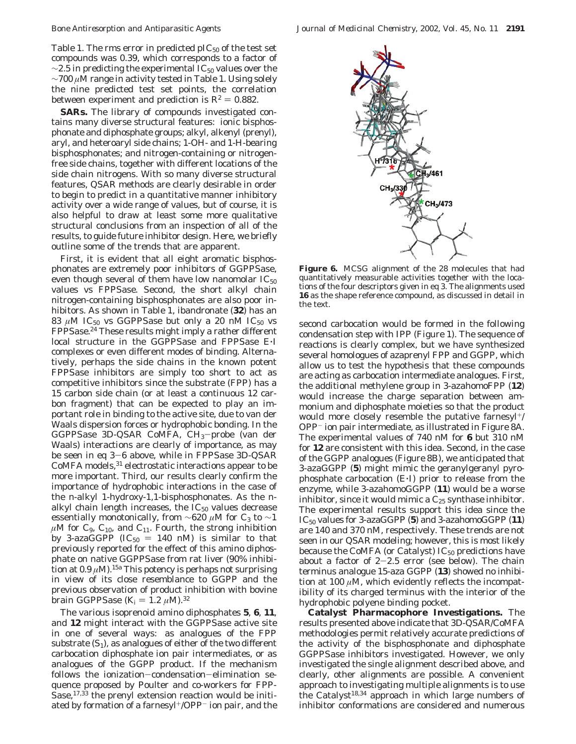Table 1. The rms error in predicted $pIC_{50}$ of the test set compounds was 0.39, which corresponds to a factor of ~2.5 in predicting the experimental $IC_{50}$ values over the ~700 $\mu$M range in activity tested in Table 1. Using solely the nine predicted test set points, the correlation between experiment and prediction is $R^2 = 0.882$.

**SARs.** The library of compounds investigated contains many diverse structural features: ionic bisphosphonate and diphosphate groups; alkyl, alkenyl (prenyl), aryl, and heteroaryl side chains; 1-OH- and 1-H-bearing bisphosphonates; and nitrogen-containing or nitrogen-free side chains, together with different locations of the side chain nitrogens. With so many diverse structural features, QSAR methods are clearly desirable in order to begin to predict in a quantitative manner inhibitory activity over a wide range of values, but of course, it is also helpful to draw at least some more qualitative structural conclusions from an inspection of all of the results, to guide future inhibitor design. Here, we briefly outline some of the trends that are apparent.

First, it is evident that all eight aromatic bisphosphonates are extremely poor inhibitors of GGPPSase, even though several of them have low nanomolar $IC_{50}$ values vs FPPSase. Second, the short alkyl chain nitrogen-containing bisphosphonates are also poor inhibitors. As shown in Table 1, ibandronate (**32**) has an 83 $\mu$M $IC_{50}$ vs GGPPSase but only a 20 nM $IC_{50}$ vs FPPSase.[24] These results might imply a rather different local structure in the GGPPSase and FPPSase E·I complexes or even different modes of binding. Alternatively, perhaps the side chains in the known potent FPPSase inhibitors are simply too short to act as competitive inhibitors since the substrate (FPP) has a 15 carbon side chain (or at least a continuous 12 carbon fragment) that can be expected to play an important role in binding to the active site, due to van der Waals dispersion forces or hydrophobic bonding. In the GGPPSase 3D-QSAR CoMFA, $CH_3$–probe (van der Waals) interactions are clearly of importance, as may be seen in eq 3–6 above, while in FPPSase 3D-QSAR CoMFA models,[31] electrostatic interactions appear to be more important. Third, our results clearly confirm the importance of hydrophobic interactions in the case of the n-alkyl 1-hydroxy-1,1-bisphosphonates. As the n-alkyl chain length increases, the $IC_{50}$ values decrease essentially monotonically, from ~620 $\mu$M for $C_3$ to ~1 $\mu$M for $C_9$, $C_{10}$, and $C_{11}$. Fourth, the strong inhibition by 3-azaGGPP ($IC_{50}$ = 140 nM) is similar to that previously reported for the effect of this amino diphosphate on native GGPPSase from rat liver (90% inhibition at 0.9 $\mu$M).[15a] This potency is perhaps not surprising in view of its close resemblance to GGPP and the previous observation of product inhibition with bovine brain GGPPSase ($K_i$ = 1.2 $\mu$M).[32]

The various isoprenoid amino diphosphates **5**, **6**, **11**, and **12** might interact with the GGPPSase active site in one of several ways: as analogues of the FPP substrate ($S_1$), as analogues of either of the two different carbocation diphosphate ion pair intermediates, or as analogues of the GGPP product. If the mechanism follows the ionization–condensation–elimination sequence proposed by Poulter and co-workers for FPPSase,[17,33] the prenyl extension reaction would be initiated by formation of a farnesyl$^+$/OPP$^-$ ion pair, and the

**Figure 6.** MCSG alignment of the 28 molecules that had quantitatively measurable activities together with the locations of the four descriptors given in eq 3. The alignments used **16** as the shape reference compound, as discussed in detail in the text.

second carbocation would be formed in the following condensation step with IPP (Figure 1). The sequence of reactions is clearly complex, but we have synthesized several homologues of azaprenyl FPP and GGPP, which allow us to test the hypothesis that these compounds are acting as carbocation intermediate analogues. First, the additional methylene group in 3-azahomoFPP (**12**) would increase the charge separation between ammonium and diphosphate moieties so that the product would more closely resemble the putative farnesyl$^+$/OPP$^-$ ion pair intermediate, as illustrated in Figure 8A. The experimental values of 740 nM for **6** but 310 nM for **12** are consistent with this idea. Second, in the case of the GGPP analogues (Figure 8B), we anticipated that 3-azaGGPP (**5**) might mimic the geranylgeranyl pyrophosphate carbocation (E·I) prior to release from the enzyme, while 3-azahomoGGPP (**11**) would be a worse inhibitor, since it would mimic a $C_{25}$ synthase inhibitor. The experimental results support this idea since the $IC_{50}$ values for 3-azaGGPP (**5**) and 3-azahomoGGPP (**11**) are 140 and 370 nM, respectively. These trends are not seen in our QSAR modeling; however, this is most likely because the CoMFA (or Catalyst) $IC_{50}$ predictions have about a factor of 2–2.5 error (see below). The chain terminus analogue 15-aza GGPP (**13**) showed no inhibition at 100 $\mu$M, which evidently reflects the incompatibility of its charged terminus with the interior of the hydrophobic polyene binding pocket.

**Catalyst Pharmacophore Investigations.** The results presented above indicate that 3D-QSAR/CoMFA methodologies permit relatively accurate predictions of the activity of the bisphosphonate and diphosphate GGPPSase inhibitors investigated. However, we only investigated the single alignment described above, and clearly, other alignments are possible. A convenient approach to investigating multiple alignments is to use the Catalyst[18,34] approach in which large numbers of inhibitor conformations are considered and numerous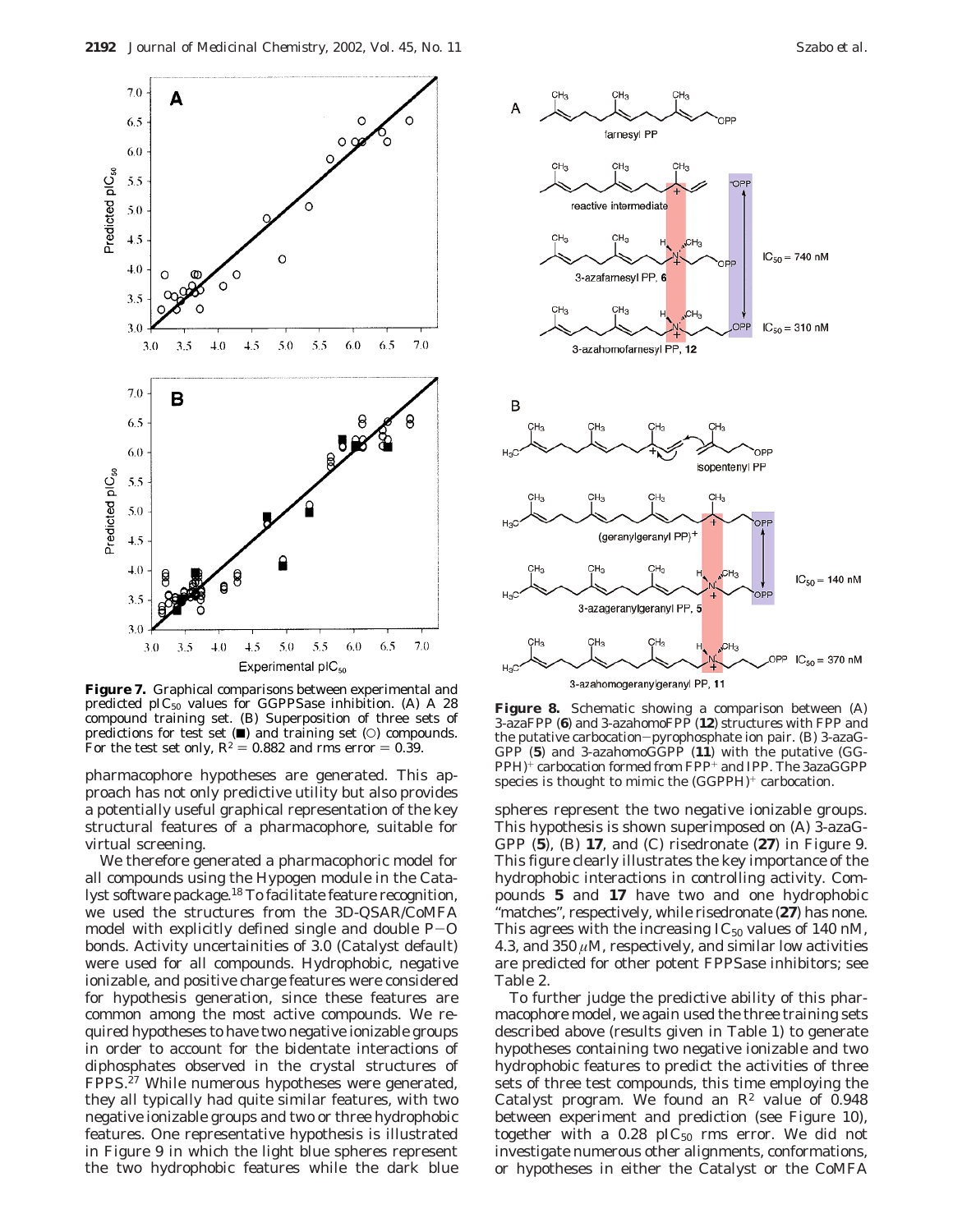**Figure 7.** Graphical comparisons between experimental and predicted $pIC_{50}$ values for GGPPSase inhibition. (A) A 28 compound training set. (B) Superposition of three sets of predictions for test set (■) and training set (○) compounds. For the test set only, $R^2 = 0.882$ and rms error = 0.39.

**Figure 8.** Schematic showing a comparison between (A) 3-azaFPP (**6**) and 3-azahomoFPP (**12**) structures with FPP and the putative carbocation–pyrophosphate ion pair. (B) 3-azaGGPP (**5**) and 3-azahomoGGPP (**11**) with the putative $(GGPPH)^+$ carbocation formed from $FPP^+$ and IPP. The 3azaGGPP species is thought to mimic the $(GGPPH)^+$ carbocation.

pharmacophore hypotheses are generated. This approach has not only predictive utility but also provides a potentially useful graphical representation of the key structural features of a pharmacophore, suitable for virtual screening.

We therefore generated a pharmacophoric model for all compounds using the Hypogen module in the Catalyst software package.[18] To facilitate feature recognition, we used the structures from the 3D-QSAR/CoMFA model with explicitly defined single and double P–O bonds. Activity uncertainities of 3.0 (Catalyst default) were used for all compounds. Hydrophobic, negative ionizable, and positive charge features were considered for hypothesis generation, since these features are common among the most active compounds. We required hypotheses to have two negative ionizable groups in order to account for the bidentate interactions of diphosphates observed in the crystal structures of FPPS.[27] While numerous hypotheses were generated, they all typically had quite similar features, with two negative ionizable groups and two or three hydrophobic features. One representative hypothesis is illustrated in Figure 9 in which the light blue spheres represent the two hydrophobic features while the dark blue spheres represent the two negative ionizable groups. This hypothesis is shown superimposed on (A) 3-azaGGPP (**5**), (B) **17**, and (C) risedronate (**27**) in Figure 9. This figure clearly illustrates the key importance of the hydrophobic interactions in controlling activity. Compounds **5** and **17** have two and one hydrophobic "matches", respectively, while risedronate (**27**) has none. This agrees with the increasing $IC_{50}$ values of 140 nM, 4.3, and 350 $\mu$M, respectively, and similar low activities are predicted for other potent FPPSase inhibitors; see Table 2.

To further judge the predictive ability of this pharmacophore model, we again used the three training sets described above (results given in Table 1) to generate hypotheses containing two negative ionizable and two hydrophobic features to predict the activities of three sets of three test compounds, this time employing the Catalyst program. We found an $R^2$ value of 0.948 between experiment and prediction (see Figure 10), together with a 0.28 $pIC_{50}$ rms error. We did not investigate numerous other alignments, conformations, or hypotheses in either the Catalyst or the CoMFA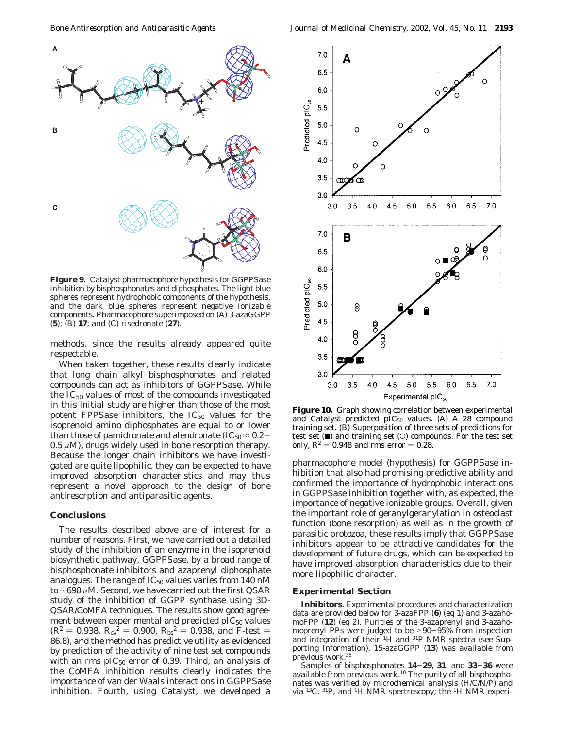**Figure 9.** Catalyst pharmacophore hypothesis for GGPPSase inhibition by bisphosphonates and diphosphates. The light blue spheres represent hydrophobic components of the hypothesis, and the dark blue spheres represent negative ionizable components. Pharmacophore superimposed on (A) 3-azaGGPP (**5**); (B) **17**; and (C) risedronate (**27**).

methods, since the results already appeared quite respectable.

When taken together, these results clearly indicate that long chain alkyl bisphosphonates and related compounds can act as inhibitors of GGPPSase. While the $IC_{50}$ values of most of the compounds investigated in this initial study are higher than those of the most potent FPPSase inhibitors, the $IC_{50}$ values for the isoprenoid amino diphosphates are equal to or lower than those of pamidronate and alendronate ($IC_{50} \approx 0.2-0.5\ \mu M$), drugs widely used in bone resorption therapy. Because the longer chain inhibitors we have investigated are quite lipophilic, they can be expected to have improved absorption characteristics and may thus represent a novel approach to the design of bone antiresorption and antiparasitic agents.

## Conclusions

The results described above are of interest for a number of reasons. First, we have carried out a detailed study of the inhibition of an enzyme in the isoprenoid biosynthetic pathway, GGPPSase, by a broad range of bisphosphonate inhibitors and azaprenyl diphosphate analogues. The range of $IC_{50}$ values varies from 140 nM to ~690 $\mu$M. Second, we have carried out the first QSAR study of the inhibition of GGPP synthase using 3D-QSAR/CoMFA techniques. The results show good agreement between experimental and predicted $pIC_{50}$ values ($R^2 = 0.938$, $R_{cv}^2 = 0.900$, $R_{bs}^2 = 0.938$, and F-test = 86.8), and the method has predictive utility as evidenced by prediction of the activity of nine test set compounds with an rms $pIC_{50}$ error of 0.39. Third, an analysis of the CoMFA inhibition results clearly indicates the importance of van der Waals interactions in GGPPSase inhibition. Fourth, using Catalyst, we developed a pharmacophore model (hypothesis) for GGPPSase inhibition that also had promising predictive ability and confirmed the importance of hydrophobic interactions in GGPPSase inhibition together with, as expected, the importance of negative ionizable groups. Overall, given the important role of geranylgeranylation in osteoclast function (bone resorption) as well as in the growth of parasitic protozoa, these results imply that GGPPSase inhibitors appear to be attractive candidates for the development of future drugs, which can be expected to have improved absorption characteristics due to their more lipophilic character.

**Figure 10.** Graph showing correlation between experimental and Catalyst predicted $pIC_{50}$ values. (A) A 28 compound training set. (B) Superposition of three sets of predictions for test set (■) and training set (○) compounds. For the test set only, $R^2 = 0.948$ and rms error = 0.28.

## Experimental Section

**Inhibitors.** Experimental procedures and characterization data are provided below for 3-azaFPP (**6**) (eq 1) and 3-azahomoFPP (**12**) (eq 2). Purities of the 3-azaprenyl and 3-azahomoprenyl PPs were judged to be ≥90–95% from inspection and integration of their $^{1}H$ and $^{31}P$ NMR spectra (see Supporting Information). 15-azaGGPP (**13**) was available from previous work.[35]

Samples of bisphosphonates **14**–**29**, **31**, and **33**–**36** were available from previous work.[10] The purity of all bisphosphonates was verified by microchemical analysis (H/C/N/P) and via $^{13}C$, $^{31}P$, and $^{1}H$ NMR spectroscopy; the $^{1}H$ NMR experi-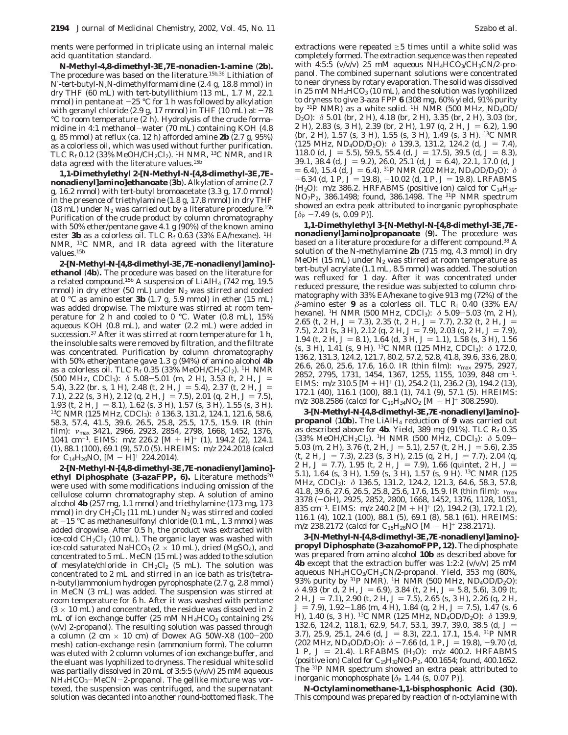ments were performed in triplicate using an internal maleic acid quantitation standard.

**N-Methyl-4,8-dimethyl-3E,7E-nonadien-1-amine (2b).** The procedure was based on the literature.[15b,36] Lithiation of N′-*tert*-butyl-N,N-dimethylformamidine (2.4 g, 18.8 mmol) in dry THF (60 mL) with *tert*-butyllithium (13 mL, 1.7 M, 22.1 mmol) in pentane at −25 °C for 1 h was followed by alkylation with geranyl chloride (2.9 g, 17 mmol) in THF (10 mL) at −78 °C to room temperature (2 h). Hydrolysis of the crude formamidine in 4:1 methanol−water (70 mL) containing KOH (4.8 g, 85 mmol) at reflux (ca. 12 h) afforded amine **2b** (2.7 g, 95%) as a colorless oil, which was used without further purification. TLC $R_f$ 0.12 (33% MeOH/$CH_2Cl_2$). $^1$H NMR, $^{13}$C NMR, and IR data agreed with the literature values.[15b]

**1,1-Dimethylethyl 2-[N-Methyl-N-[4,8-dimethyl-3E,7E-nonadienyl]amino]ethanoate (3b).** Alkylation of amine (2.7 g, 16.2 mmol) with *tert*-butyl bromoacetate (3.3 g, 17.0 mmol) in the presence of triethylamine (1.8 g, 17.8 mmol) in dry THF (18 mL) under $N_2$ was carried out by a literature procedure.[15b] Purification of the crude product by column chromatography with 50% ether/pentane gave 4.1 g (90%) of the known amino ester **3b** as a colorless oil. TLC $R_f$ 0.63 (33% EA/hexane). $^1$H NMR, $^{13}$C NMR, and IR data agreed with the literature values.[15b]

**2-[N-Methyl-N-[4,8-dimethyl-3E,7E-nonadienyl]amino]ethanol (4b).** The procedure was based on the literature for a related compound.[15b] A suspension of $LiAlH_4$ (742 mg, 19.5 mmol) in dry ether (50 mL) under $N_2$ was stirred and cooled at 0 °C as amino ester **3b** (1.7 g, 5.9 mmol) in ether (15 mL) was added dropwise. The mixture was stirred at room temperature for 2 h and cooled to 0 °C. Water (0.8 mL), 15% aqueous KOH (0.8 mL), and water (2.2 mL) were added in succession.[37] After it was stirred at room temperature for 1 h, the insoluble salts were removed by filtration, and the filtrate was concentrated. Purification by column chromatography with 50% ether/pentane gave 1.3 g (94%) of amino alcohol **4b** as a colorless oil. TLC $R_f$ 0.35 (33% MeOH/$CH_2Cl_2$). $^1$H NMR (500 MHz, $CDCl_3$): δ 5.08−5.01 (m, 2 H), 3.53 (t, 2 H, $J$ = 5.4), 3.22 (br. s, 1 H), 2.48 (t, 2 H, $J$ = 5.4), 2.37 (t, 2 H, $J$ = 7.1), 2.22 (s, 3 H), 2.12 (q, 2 H, $J$ = 7.5), 2.01 (q, 2 H, $J$ = 7.5), 1.93 (t, 2 H, $J$ = 8.1), 1.62 (s, 3 H), 1.57 (s, 3 H), 1.55 (s, 3 H). $^{13}$C NMR (125 MHz, $CDCl_3$): δ 136.3, 131.2, 124.1, 121.6, 58.6, 58.3, 57.4, 41.5, 39.6, 26.5, 25.8, 25.5, 17.5, 15.9. IR (thin film): $\nu_{max}$ 3421, 2966, 2923, 2854, 2798, 1668, 1452, 1376, 1041 cm$^{-1}$. EIMS: $m/z$ 226.2 [M + H]$^+$ (1), 194.2 (2), 124.1 (1), 88.1 (100), 69.1 (9), 57.0 (5). HREIMS: $m/z$ 224.2018 (calcd for $C_{14}H_{26}NO$, [M − H]$^+$ 224.2014).

**2-[N-Methyl-N-[4,8-dimethyl-3E,7E-nonadienyl]amino]ethyl Diphosphate (3-azaFPP, 6).** Literature methods[20] were used with some modifications including omission of the cellulose column chromatography step. A solution of amino alcohol **4b** (257 mg, 1.1 mmol) and triethylamine (173 mg, 173 mmol) in dry $CH_2Cl_2$ (11 mL) under $N_2$ was stirred and cooled at −15 °C as methanesulfonyl chloride (0.1 mL, 1.3 mmol) was added dropwise. After 0.5 h, the product was extracted with ice-cold $CH_2Cl_2$ (10 mL). The organic layer was washed with ice-cold saturated $NaHCO_3$ (2 × 10 mL), dried ($MgSO_4$), and concentrated to 5 mL. MeCN (15 mL) was added to the solution of mesylate/chloride in $CH_2Cl_2$ (5 mL). The solution was concentrated to 2 mL and stirred in an ice bath as tris(tetra-*n*-butyl)ammonium hydrogen pyrophosphate (2.7 g, 2.8 mmol) in MeCN (3 mL) was added. The suspension was stirred at room temperature for 6 h. After it was washed with pentane (3 × 10 mL) and concentrated, the residue was dissolved in 2 mL of ion exchange buffer (25 mM $NH_4HCO_3$ containing 2% (v/v) 2-propanol). The resulting solution was passed through a column (2 cm × 10 cm) of Dowex AG 50W-X8 (100−200 mesh) cation-exchange resin (ammonium form). The column was eluted with 2 column volumes of ion exchange buffer, and the eluant was lyophilized to dryness. The residual white solid was partially dissolved in 20 mL of 3:5:5 (v/v/v) 25 mM aqueous $NH_4HCO_3$−MeCN−2-propanol. The gellike mixture was vortexed, the suspension was centrifuged, and the supernatant solution was decanted into another round-bottomed flask. The extractions were repeated ≥5 times until a white solid was completely formed. The extraction sequence was then repeated with 4:5:5 (v/v/v) 25 mM aqueous $NH_4HCO_3$/$CH_3CN$/2-propanol. The combined supernatant solutions were concentrated to near dryness by rotary evaporation. The solid was dissolved in 25 mM $NH_4HCO_3$ (10 mL), and the solution was lyophilized to dryness to give 3-aza FPP **6** (308 mg, 60% yield, 91% purity by $^{31}$P NMR) as a white solid. $^1$H NMR (500 MHz, $ND_4OD$/$D_2O$): δ 5.01 (br, 2 H), 4.18 (br, 2 H), 3.35 (br, 2 H), 3.03 (br, 2 H), 2.83 (s, 3 H), 2.39 (br, 2 H), 1.97 (q, 2 H, $J$ = 6.2), 1.90 (br, 2 H), 1.57 (s, 3 H), 1.55 (s, 3 H), 1.49 (s, 3 H). $^{13}$C NMR (125 MHz, $ND_4OD$/$D_2O$): δ 139.3, 131.2, 124.2 (d, $J$ = 7.4), 118.0 (d, $J$ = 5.5), 59.5, 55.4 (d, $J$ = 17.5), 39.5 (d, $J$ = 8.3), 39.1, 38.4 (d, $J$ = 9.2), 26.0, 25.1 (d, $J$ = 6.4), 22.1, 17.0 (d, $J$ = 6.4), 15.4 (d, $J$ = 6.4). $^{31}$P NMR (202 MHz, $ND_4OD$/$D_2O$): δ −6.34 (d, 1 P, $J$ = 19.8), −10.02 (d, 1 P, $J$ = 19.8). LRFABMS ($H_2O$): $m/z$ 386.2. HRFABMS (positive ion) calcd for $C_{14}H_{30}NO_7P_2$, 386.1498; found, 386.1498. The $^{31}$P NMR spectrum showed an extra peak attributed to inorganic pyrophosphate [$\delta_P$ −7.49 (s, 0.09 P)].

**1,1-Dimethylethyl 3-[N-Methyl-N-[4,8-dimethyl-3E,7E-nonadienyl]amino]propanoate (9).** The procedure was based on a literature procedure for a different compound.[38] A solution of the N-methylamine **2b** (715 mg, 4.3 mmol) in dry MeOH (15 mL) under $N_2$ was stirred at room temperature as *tert*-butyl acrylate (1.1 mL, 8.5 mmol) was added. The solution was refluxed for 1 day. After it was concentrated under reduced pressure, the residue was subjected to column chromatography with 33% EA/hexane to give 913 mg (72%) of the β-amino ester **9** as a colorless oil. TLC $R_f$ 0.40 (33% EA/hexane). $^1$H NMR (500 MHz, $CDCl_3$): δ 5.09−5.03 (m, 2 H), 2.65 (t, 2 H, $J$ = 7.3), 2.35 (t, 2 H, $J$ = 7.7), 2.32 (t, 2 H, $J$ = 7.5), 2.21 (s, 3 H), 2.12 (q, 2 H, $J$ = 7.9), 2.03 (q, 2 H, $J$ = 7.9), 1.94 (t, 2 H, $J$ = 8.1), 1.64 (d, 3 H, $J$ = 1.1), 1.58 (s, 3 H), 1.56 (s, 3 H), 1.41 (s, 9 H). $^{13}$C NMR (125 MHz, $CDCl_3$): δ 172.0, 136.2, 131.3, 124.2, 121.7, 80.2, 57.2, 52.8, 41.8, 39.6, 33.6, 28.0, 26.6, 26.0, 25.6, 17.6, 16.0. IR (thin film): $\nu_{max}$ 2975, 2927, 2852, 2795, 1731, 1454, 1367, 1255, 1155, 1039, 848 cm$^{-1}$. EIMS: $m/z$ 310.5 [M + H]$^+$ (1), 254.2 (1), 236.2 (3), 194.2 (13), 172.1 (40), 116.1 (100), 88.1 (1), 74.1 (9), 57.1 (5). HREIMS: $m/z$ 308.2586 (calcd for $C_{19}H_{34}NO_2$ [M − H]$^+$ 308.2590).

**3-[N-Methyl-N-[4,8-dimethyl-3E,7E-nonadienyl]amino]propanol (10b).** The $LiAlH_4$ reduction of **9** was carried out as described above for **4b**. Yield, 389 mg (91%). TLC $R_f$ 0.35 (33% MeOH/$CH_2Cl_2$). $^1$H NMR (500 MHz, $CDCl_3$): δ 5.09−5.03 (m, 2 H), 3.76 (t, 2 H, $J$ = 5.1), 2.57 (t, 2 H, $J$ = 5.6), 2.35 (t, 2 H, $J$ = 7.3), 2.23 (s, 3 H), 2.15 (q, 2 H, $J$ = 7.7), 2.04 (q, 2 H, $J$ = 7.7), 1.95 (t, 2 H, $J$ = 7.9), 1.66 (quintet, 2 H, $J$ = 5.1), 1.64 (s, 3 H), 1.59 (s, 3 H), 1.57 (s, 9 H). $^{13}$C NMR (125 MHz, $CDCl_3$): δ 136.5, 131.2, 124.2, 121.3, 64.6, 58.3, 57.8, 41.8, 39.6, 27.6, 26.5, 25.8, 25.6, 17.6, 15.9. IR (thin film): $\nu_{max}$ 3378 (−OH), 2925, 2852, 2800, 1668, 1452, 1376, 1128, 1051, 835 cm$^{-1}$. EIMS: $m/z$ 240.2 [M + H]$^+$ (2), 194.2 (3), 172.1 (2), 116.1 (4), 102.1 (100), 88.1 (5), 69.1 (8), 58.1 (61). HREIMS: $m/z$ 238.2172 (calcd for $C_{15}H_{28}NO$ [M − H]$^+$ 238.2171).

**3-[N-Methyl-N-[4,8-dimethyl-3E,7E-nonadienyl]amino]propyl Diphosphate (3-azahomoFPP, 12).** The diphosphate was prepared from amino alcohol **10b** as described above for **4b** except that the extraction buffer was 1:2:2 (v/v/v) 25 mM aqueous $NH_4HCO_3$/$CH_3CN$/2-propanol. Yield, 353 mg (80%, 93% purity by $^{31}$P NMR). $^1$H NMR (500 MHz, $ND_4OD$/$D_2O$): δ 4.93 (br d, 2 H, $J$ = 6.9), 3.84 (t, 2 H, $J$ = 5.8, 5.6), 3.09 (t, 2 H, $J$ = 7.1), 2.90 (t, 2 H, $J$ = 7.5), 2.65 (s, 3 H), 2.26 (q, 2 H, $J$ = 7.9), 1.92−1.86 (m, 4 H), 1.84 (q, 2 H, $J$ = 7.5), 1.47 (s, 6 H), 1.40 (s, 3 H). $^{13}$C NMR (125 MHz, $ND_4OD$/$D_2O$): δ 139.9, 132.6, 124.2, 118.1, 62.9, 54.7, 53.1, 39.7, 39.0, 38.5 (d, $J$ = 3.7), 25.9, 25.1, 24.6 (d, $J$ = 8.3), 22.1, 17.1, 15.4. $^{31}$P NMR (202 MHz, $ND_4OD$/$D_2O$): δ −7.66 (d, 1 P, $J$ = 19.8), −9.70 (d, 1 P, $J$ = 21.4). LRFABMS ($H_2O$): $m/z$ 400.2. HRFABMS (positive ion) Calcd for $C_{15}H_{32}NO_7P_2$, 400.1654; found, 400.1652. The $^{31}$P NMR spectrum showed an extra peak attributed to inorganic monophosphate [$\delta_P$ 1.44 (s, 0.07 P)].

**N-Octylaminomethane-1,1-bisphosphonic Acid (30).** This compound was prepared by reaction of *n*-octylamine with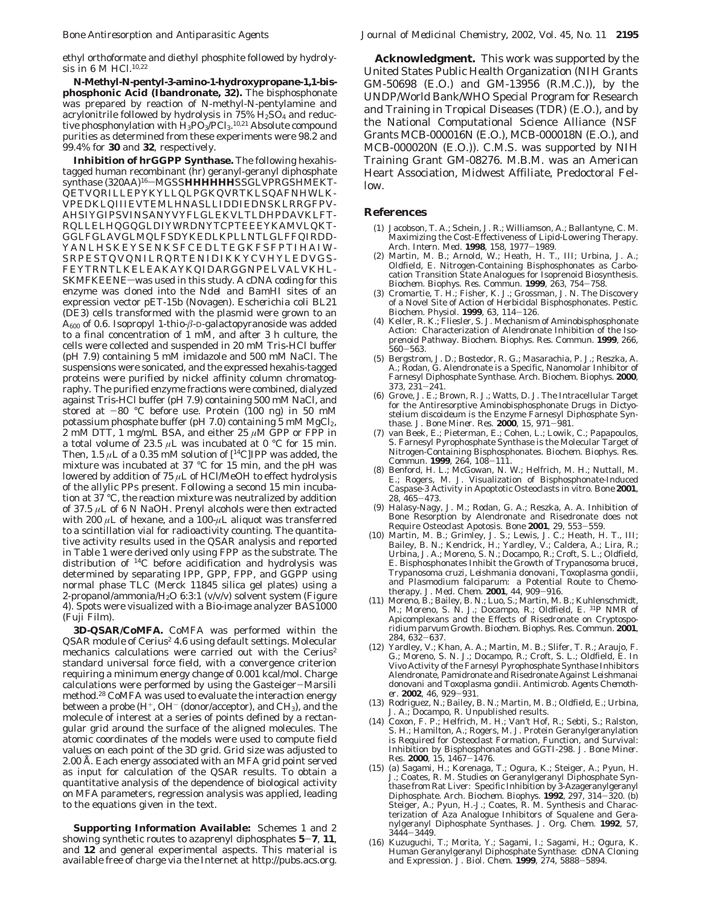ethyl orthoformate and diethyl phosphite followed by hydrolysis in 6 M HCl.[10,22]

**N-Methyl-N-pentyl-3-amino-1-hydroxypropane-1,1-bisphosphonic Acid (Ibandronate, 32).** The bisphosphonate was prepared by reaction of N-methyl-N-pentylamine and acrylonitrile followed by hydrolysis in 75% $H_2SO_4$ and reductive phosphonylation with $H_3PO_3/PCl_3$.[10,21] Absolute compound purities as determined from these experiments were 98.2 and 99.4% for **30** and **32**, respectively.

**Inhibition of hrGGPP Synthase.** The following hexahistagged human recombinant (hr) geranyl-geranyl diphosphate synthase (320AA)[16]—MGSS**HHHHHH**SSGLVPRGSHMEKT-QETVQRILLEPYKYLLQLPGKQVRTKLSQAFNHWLK-VPEDKLQIIIEVTEMLHNASLLIDDIEDNSKLRRGFPV-AHSIYGIPSVINSANYVYFLGLEKVLTLDHPDAVKLFT-RQLLELHQGQGLDIYWRDNYTCPTEEEYKAMVLQKT-GGLFGLAVGLMQLFSDYKEDLKPLLNTLGLFFQIRDD-YANLHSKEYSENKSFCEDLTEGKFSFPTIHAIW-SRPESTQVQNILRQRTENIDIKKYCVHYLEDVGS-FEYTRNTLKELEAKAYKQIDARGGNPELVALVKHL-SKMFKEENE—was used in this study. A cDNA coding for this enzyme was cloned into the *Nde*I and *Bam*HI sites of an expression vector pET-15b (Novagen). *Escherichia coli* BL21 (DE3) cells transformed with the plasmid were grown to an $A_{600}$ of 0.6. Isopropyl 1-thio-β-D-galactopyranoside was added to a final concentration of 1 mM, and after 3 h culture, the cells were collected and suspended in 20 mM Tris-HCl buffer (pH 7.9) containing 5 mM imidazole and 500 mM NaCl. The suspensions were sonicated, and the expressed hexahis-tagged proteins were purified by nickel affinity column chromatography. The purified enzyme fractions were combined, dialyzed against Tris-HCl buffer (pH 7.9) containing 500 mM NaCl, and stored at −80 °C before use. Protein (100 ng) in 50 mM potassium phosphate buffer (pH 7.0) containing 5 mM $MgCl_2$, 2 mM DTT, 1 mg/mL BSA, and either 25 μM GPP or FPP in a total volume of 23.5 μL was incubated at 0 °C for 15 min. Then, 1.5 μL of a 0.35 mM solution of [$^{14}$C]IPP was added, the mixture was incubated at 37 °C for 15 min, and the pH was lowered by addition of 75 μL of HCl/MeOH to effect hydrolysis of the allylic PPs present. Following a second 15 min incubation at 37 °C, the reaction mixture was neutralized by addition of 37.5 μL of 6 N NaOH. Prenyl alcohols were then extracted with 200 μL of hexane, and a 100-μL aliquot was transferred to a scintillation vial for radioactivity counting. The quantitative activity results used in the QSAR analysis and reported in Table 1 were derived only using FPP as the substrate. The distribution of $^{14}$C before acidification and hydrolysis was determined by separating IPP, GPP, FPP, and GGPP using normal phase TLC (Merck 11845 silica gel plates) using a 2-propanol/ammonia/$H_2O$ 6:3:1 (v/v/v) solvent system (Figure 4). Spots were visualized with a Bio-image analyzer BAS1000 (Fuji Film).

**3D-QSAR/CoMFA.** CoMFA was performed within the QSAR module of Cerius[2] 4.6 using default settings. Molecular mechanics calculations were carried out with the Cerius[2] standard universal force field, with a convergence criterion requiring a minimum energy change of 0.001 kcal/mol. Charge calculations were performed by using the Gasteiger−Marsili method.[28] CoMFA was used to evaluate the interaction energy between a probe ($H^+$, $OH^-$ (donor/acceptor), and $CH_3$), and the molecule of interest at a series of points defined by a rectangular grid around the surface of the aligned molecules. The atomic coordinates of the models were used to compute field values on each point of the 3D grid. Grid size was adjusted to 2.00 Å. Each energy associated with an MFA grid point served as input for calculation of the QSAR results. To obtain a quantitative analysis of the dependence of biological activity on MFA parameters, regression analysis was applied, leading to the equations given in the text.

**Supporting Information Available:** Schemes 1 and 2 showing synthetic routes to azaprenyl diphosphates **5**−**7**, **11**, and **12** and general experimental aspects. This material is available free of charge via the Internet at http://pubs.acs.org.

**Acknowledgment.** This work was supported by the United States Public Health Organization (NIH Grants GM-50698 (E.O.) and GM-13956 (R.M.C.)), by the UNDP/World Bank/WHO Special Program for Research and Training in Tropical Diseases (TDR) (E.O.), and by the National Computational Science Alliance (NSF Grants MCB-000016N (E.O.), MCB-000018N (E.O.), and MCB-000020N (E.O.)). C.M.S. was supported by NIH Training Grant GM-08276. M.B.M. was an American Heart Association, Midwest Affiliate, Predoctoral Fellow.

## References

(1) Jacobson, T. A.; Schein, J. R.; Williamson, A.; Ballantyne, C. M. Maximizing the Cost-Effectiveness of Lipid-Lowering Therapy. *Arch. Intern. Med.* **1998**, 158, 1977−1989.

(2) Martin, M. B.; Arnold, W.; Heath, H. T., III; Urbina, J. A.; Oldfield, E. Nitrogen-Containing Bisphosphonates as Carbocation Transition State Analogues for Isoprenoid Biosynthesis. *Biochem. Biophys. Res. Commun.* **1999**, 263, 754−758.

(3) Cromartie, T. H.; Fisher, K. J.; Grossman, J. N. The Discovery of a Novel Site of Action of Herbicidal Bisphosphonates. *Pestic. Biochem. Physiol.* **1999**, 63, 114−126.

(4) Keller, R. K.; Fliesler, S. J. Mechanism of Aminobisphosphonate Action: Characterization of Alendronate Inhibition of the Isoprenoid Pathway. *Biochem. Biophys. Res. Commun.* **1999**, 266, 560−563.

(5) Bergstrom, J. D.; Bostedor, R. G.; Masarachia, P. J.; Reszka, A. A.; Rodan, G. Alendronate is a Specific, Nanomolar Inhibitor of Farnesyl Diphosphate Synthase. *Arch. Biochem. Biophys.* **2000**, 373, 231−241.

(6) Grove, J. E.; Brown, R. J.; Watts, D. J. The Intracellular Target for the Antiresorptive Aminobisphosphonate Drugs in *Dictyostelium discoideum* is the Enzyme Farnesyl Diphosphate Synthase. *J. Bone Miner. Res.* **2000**, 15, 971−981.

(7) van Beek, E.; Pieterman, E.; Cohen, L.; Lowik, C.; Papapoulos, S. Farnesyl Pyrophosphate Synthase is the Molecular Target of Nitrogen-Containing Bisphosphonates. *Biochem. Biophys. Res. Commun.* **1999**, 264, 108−111.

(8) Benford, H. L.; McGowan, N. W.; Helfrich, M. H.; Nuttall, M. E.; Rogers, M. J. Visualization of Bisphosphonate-Induced Caspase-3 Activity in Apoptotic Osteoclasts in vitro. *Bone* **2001**, 28, 465−473.

(9) Halasy-Nagy, J. M.; Rodan, G. A.; Reszka, A. A. Inhibition of Bone Resorption by Alendronate and Risedronate does not Require Osteoclast Apotosis. *Bone* **2001**, 29, 553−559.

(10) Martin, M. B.; Grimley, J. S.; Lewis, J. C.; Heath, H. T., III; Bailey, B. N.; Kendrick, H.; Yardley, V.; Caldera, A.; Lira, R.; Urbina, J. A.; Moreno, S. N.; Docampo, R.; Croft, S. L.; Oldfield, E. Bisphosphonates Inhibit the Growth of *Trypanosoma brucei*, *Trypanosoma cruzi*, *Leishmania donovani*, *Toxoplasma gondii*, and *Plasmodium falciparum*: a Potential Route to Chemotherapy. *J. Med. Chem.* **2001**, 44, 909−916.

(11) Moreno, B.; Bailey, B. N.; Luo, S.; Martin, M. B.; Kuhlenschmidt, M.; Moreno, S. N. J.; Docampo, R.; Oldfield, E. $^{31}$P NMR of Apicomplexans and the Effects of Risedronate on *Cryptosporidium parvum* Growth. *Biochem. Biophys. Res. Commun.* **2001**, 284, 632−637.

(12) Yardley, V.; Khan, A. A.; Martin, M. B.; Slifer, T. R.; Araujo, F. G.; Moreno, S. N. J.; Docampo, R.; Croft, S. L.; Oldfield, E. In Vivo Activity of the Farnesyl Pyrophosphate Synthase Inhibitors Alendronate, Pamidronate and Risedronate Against *Leishmanai donovani* and *Toxoplasma gondii*. *Antimicrob. Agents Chemother.* **2002**, 46, 929−931.

(13) Rodriguez, N.; Bailey, B. N.; Martin, M. B.; Oldfield, E.; Urbina, J. A.; Docampo, R. Unpublished results.

(14) Coxon, F. P.; Helfrich, M. H.; Van't Hof, R.; Sebti, S.; Ralston, S. H.; Hamilton, A.; Rogers, M. J. Protein Geranylgeranylation is Required for Osteoclast Formation, Function, and Survival: Inhibition by Bisphosphonates and GGTI-298. *J. Bone Miner. Res.* **2000**, 15, 1467−1476.

(15) (a) Sagami, H.; Korenaga, T.; Ogura, K.; Steiger, A.; Pyun, H. J.; Coates, R. M. Studies on Geranylgeranyl Diphosphate Synthase from Rat Liver: Specific Inhibition by 3-Azageranylgeranyl Diphosphate. *Arch. Biochem. Biophys.* **1992**, 297, 314−320. (b) Steiger, A.; Pyun, H.-J.; Coates, R. M. Synthesis and Characterization of Aza Analogue Inhibitors of Squalene and Geranylgeranyl Diphosphate Synthases. *J. Org. Chem.* **1992**, 57, 3444−3449.

(16) Kuzuguchi, T.; Morita, Y.; Sagami, I.; Sagami, H.; Ogura, K. Human Geranylgeranyl Diphosphate Synthase: cDNA Cloning and Expression. *J. Biol. Chem.* **1999**, 274, 5888−5894.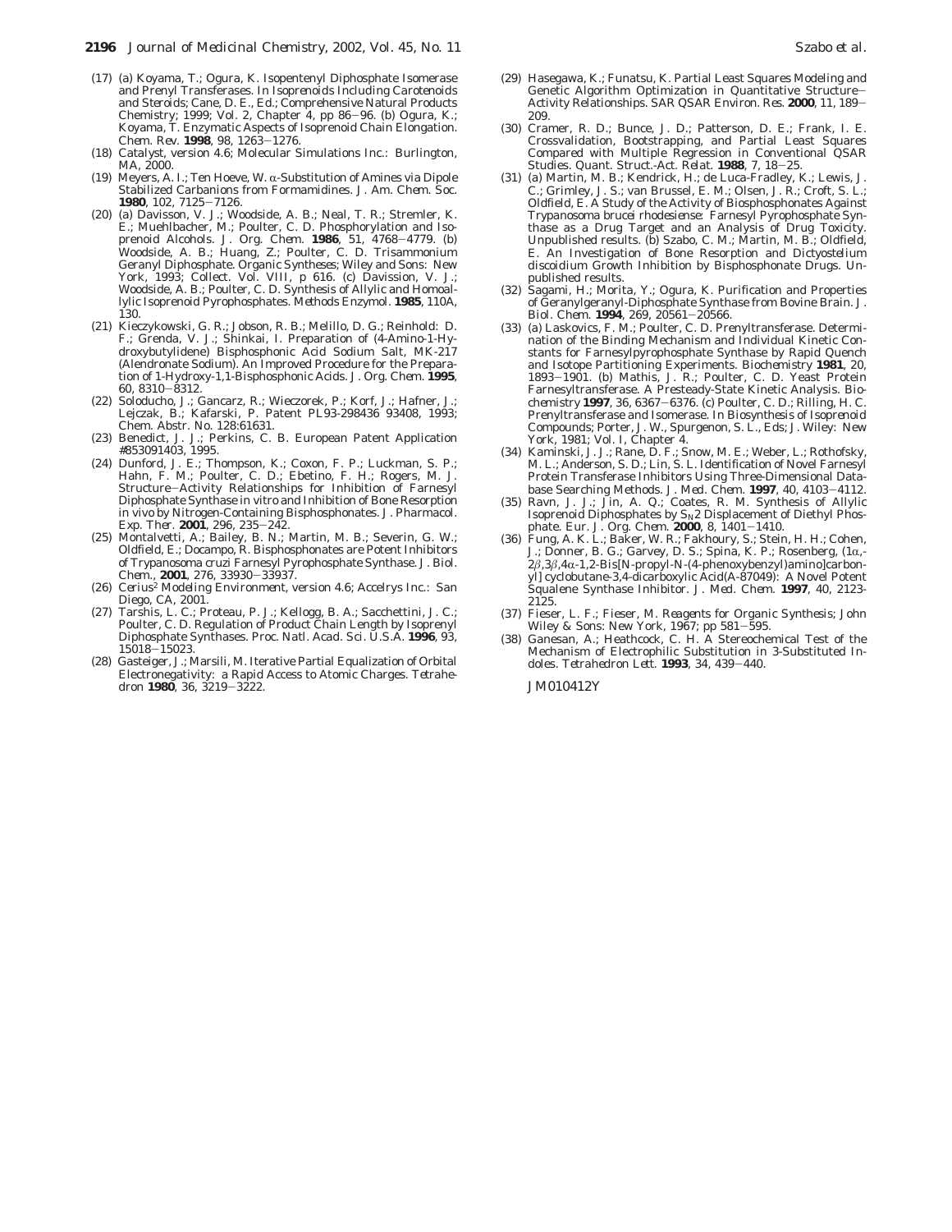(17) (a) Koyama, T.; Ogura, K. Isopentenyl Diphosphate Isomerase and Prenyl Transferases. In *Isoprenoids Including Carotenoids and Steroids*; Cane, D. E., Ed.; Comprehensive Natural Products Chemistry; 1999; Vol. 2, Chapter 4, pp 86–96. (b) Ogura, K.; Koyama, T. Enzymatic Aspects of Isoprenoid Chain Elongation. *Chem. Rev.* **1998**, 98, 1263–1276.

(18) Catalyst, version 4.6; Molecular Simulations Inc.: Burlington, MA, 2000.

(19) Meyers, A. I.; Ten Hoeve, W. α-Substitution of Amines via Dipole Stabilized Carbanions from Formamidines. *J. Am. Chem. Soc.* **1980**, 102, 7125–7126.

(20) (a) Davisson, V. J.; Woodside, A. B.; Neal, T. R.; Stremler, K. E.; Muehlbacher, M.; Poulter, C. D. Phosphorylation and Isoprenoid Alcohols. *J. Org. Chem.* **1986**, 51, 4768–4779. (b) Woodside, A. B.; Huang, Z.; Poulter, C. D. Trisammonium Geranyl Diphosphate. *Organic Syntheses*; Wiley and Sons: New York, 1993; Collect. Vol. VIII, p 616. (c) Davisson, V. J.; Woodside, A. B.; Poulter, C. D. Synthesis of Allylic and Homoallylic Isoprenoid Pyrophosphates. *Methods Enzymol.* **1985**, 110A, 130.

(21) Kieczykowski, G. R.; Jobson, R. B.; Melillo, D. G.; Reinhold: D. F.; Grenda, V. J.; Shinkai, I. Preparation of (4-Amino-1-Hydroxybutylidene) Bisphosphonic Acid Sodium Salt, MK-217 (Alendronate Sodium). An Improved Procedure for the Preparation of 1-Hydroxy-1,1-Bisphosphonic Acids. *J. Org. Chem.* **1995**, 60, 8310–8312.

(22) Soloducho, J.; Gancarz, R.; Wieczorek, P.; Korf, J.; Hafner, J.; Lejczak, B.; Kafarski, P. Patent PL93-298436 93408, 1993; Chem. Abstr. No. 128:61631.

(23) Benedict, J. J.; Perkins, C. B. European Patent Application #853091403, 1995.

(24) Dunford, J. E.; Thompson, K.; Coxon, F. P.; Luckman, S. P.; Hahn, F. M.; Poulter, C. D.; Ebetino, F. H.; Rogers, M. J. Structure–Activity Relationships for Inhibition of Farnesyl Diphosphate Synthase in vitro and Inhibition of Bone Resorption in vivo by Nitrogen-Containing Bisphosphonates. *J. Pharmacol. Exp. Ther.* **2001**, 296, 235–242.

(25) Montalvetti, A.; Bailey, B. N.; Martin, M. B.; Severin, G. W.; Oldfield, E.; Docampo, R. Bisphosphonates are Potent Inhibitors of *Trypanosoma cruzi* Farnesyl Pyrophosphate Synthase. *J. Biol. Chem.*, **2001**, 276, 33930–33937.

(26) *Cerius*[2] *Modeling Environment*, version 4.6; Accelrys Inc.: San Diego, CA, 2001.

(27) Tarshis, L. C.; Proteau, P. J.; Kellogg, B. A.; Sacchettini, J. C.; Poulter, C. D. Regulation of Product Chain Length by Isoprenyl Diphosphate Synthases. *Proc. Natl. Acad. Sci. U.S.A.* **1996**, 93, 15018–15023.

(28) Gasteiger, J.; Marsili, M. Iterative Partial Equalization of Orbital Electronegativity: a Rapid Access to Atomic Charges. *Tetrahedron* **1980**, 36, 3219–3222.

(29) Hasegawa, K.; Funatsu, K. Partial Least Squares Modeling and Genetic Algorithm Optimization in Quantitative Structure–Activity Relationships. *SAR QSAR Environ. Res.* **2000**, 11, 189–209.

(30) Cramer, R. D.; Bunce, J. D.; Patterson, D. E.; Frank, I. E. Crossvalidation, Bootstrapping, and Partial Least Squares Compared with Multiple Regression in Conventional QSAR Studies. *Quant. Struct.-Act. Relat.* **1988**, 7, 18–25.

(31) (a) Martin, M. B.; Kendrick, H.; de Luca-Fradley, K.; Lewis, J. C.; Grimley, J. S.; van Brussel, E. M.; Olsen, J. R.; Croft, S. L.; Oldfield, E. A Study of the Activity of Biosphosphonates Against *Trypanosoma brucei rhodesiense*: Farnesyl Pyrophosphate Synthase as a Drug Target and an Analysis of Drug Toxicity. Unpublished results. (b) Szabo, C. M.; Martin, M. B.; Oldfield, E. An Investigation of Bone Resorption and *Dictyostelium discoidium* Growth Inhibition by Bisphosphonate Drugs. Unpublished results.

(32) Sagami, H.; Morita, Y.; Ogura, K. Purification and Properties of Geranylgeranyl-Diphosphate Synthase from Bovine Brain. *J. Biol. Chem.* **1994**, 269, 20561–20566.

(33) (a) Laskovics, F. M.; Poulter, C. D. Prenyltransferase. Determination of the Binding Mechanism and Individual Kinetic Constants for Farnesylpyrophosphate Synthase by Rapid Quench and Isotope Partitioning Experiments. *Biochemistry* **1981**, 20, 1893–1901. (b) Mathis, J. R.; Poulter, C. D. Yeast Protein Farnesyltransferase. A Presteady-State Kinetic Analysis. *Biochemistry* **1997**, 36, 6367–6376. (c) Poulter, C. D.; Rilling, H. C. Prenyltransferase and Isomerase. In *Biosynthesis of Isoprenoid Compounds*; Porter, J. W., Spurgenon, S. L., Eds; J. Wiley: New York, 1981; Vol. I, Chapter 4.

(34) Kaminski, J. J.; Rane, D. F.; Snow, M. E.; Weber, L.; Rothofsky, M. L.; Anderson, S. D.; Lin, S. L. Identification of Novel Farnesyl Protein Transferase Inhibitors Using Three-Dimensional Database Searching Methods. *J. Med. Chem.* **1997**, 40, 4103–4112.

(35) Ravn, J. J.; Jin, A. Q.; Coates, R. M. Synthesis of Allylic Isoprenoid Diphosphates by $S_N2$ Displacement of Diethyl Phosphate. *Eur. J. Org. Chem.* **2000**, 8, 1401–1410.

(36) Fung, A. K. L.; Baker, W. R.; Fakhoury, S.; Stein, H. H.; Cohen, J.; Donner, B. G.; Garvey, D. S.; Spina, K. P.; Rosenberg, (1α,-2β,3β,4α-1,2-Bis[N-propyl-N-(4-phenoxybenzyl)amino]carbonyl] cyclobutane-3,4-dicarboxylic Acid(A-87049): A Novel Potent Squalene Synthase Inhibitor. *J. Med. Chem.* **1997**, 40, 2123-2125.

(37) Fieser, L. F.; Fieser, M. *Reagents for Organic Synthesis*; John Wiley & Sons: New York, 1967; pp 581–595.

(38) Ganesan, A.; Heathcock, C. H. A Stereochemical Test of the Mechanism of Electrophilic Substitution in 3-Substituted Indoles. *Tetrahedron Lett.* **1993**, 34, 439–440.

JM010412Y